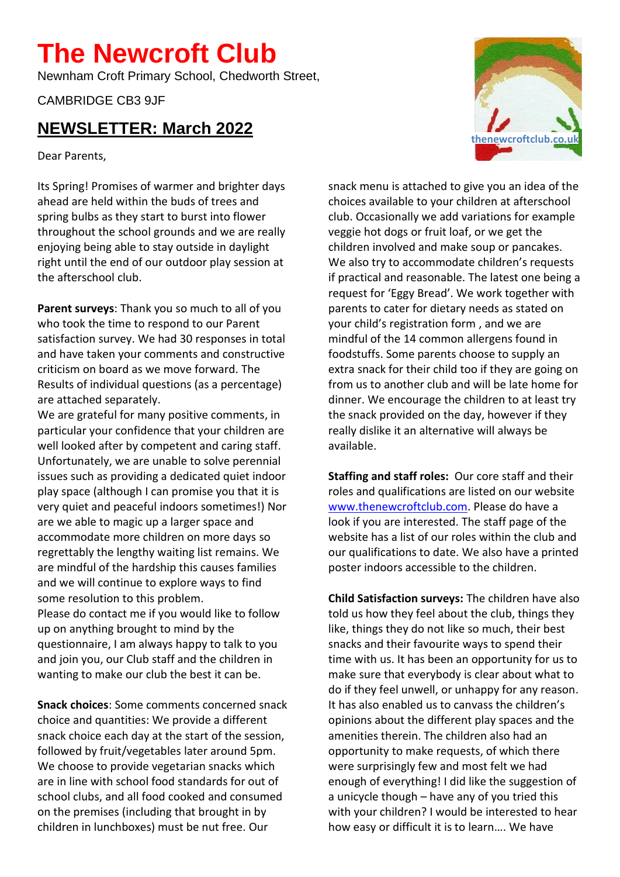# The Newcroft Club

Newnham Croft Primary School, Chedworth Street,

CAMBRIDGE CB3 9JF

## NEWSLETTER: March 2022

Dear Parents,

Its Spring! Promises of warmer and brighter days ahead are held within the buds of trees and spring bulbs as they start to burst into flower throughout the school grounds and we are really enjoying being able to stay outside in daylight right until the end of our outdoor play session at the afterschool club.

**Parent surveys**: Thank you so much to all of you who took the time to respond to our Parent satisfaction survey. We had 30 responses in total and have taken your comments and constructive criticism on board as we move forward. The Results of individual questions (as a percentage) are attached separately.

We are grateful for many positive comments, in particular your confidence that your children are well looked after by competent and caring staff. Unfortunately, we are unable to solve perennial issues such as providing a dedicated quiet indoor play space (although I can promise you that it is very quiet and peaceful indoors sometimes!) Nor are we able to magic up a larger space and accommodate more children on more days so regrettably the lengthy waiting list remains. We are mindful of the hardship this causes families and we will continue to explore ways to find some resolution to this problem.

Please do contact me if you would like to follow up on anything brought to mind by the questionnaire, I am always happy to talk to you and join you, our Club staff and the children in wanting to make our club the best it can be.

**Snack choices**: Some comments concerned snack choice and quantities: We provide a different snack choice each day at the start of the session, followed by fruit/vegetables later around 5pm. We choose to provide vegetarian snacks which are in line with school food standards for out of school clubs, and all food cooked and consumed on the premises (including that brought in by children in lunchboxes) must be nut free. Our snack menu is attached to give you an idea of the choices available to your children at afterschool club. Occasionally we add variations for example veggie hot dogs or fruit loaf, or we get the children involved and make soup or pancakes. We also try to accommodate children's requests if practical and reasonable. The latest one being a request for 'Eggy Bread'. We work together with parents to cater for dietary needs as stated on your child's registration form , and we are mindful of the 14 common allergens found in foodstuffs. Some parents choose to supply an extra snack for their child too if they are going on from us to another club and will be late home for dinner. We encourage the children to at least try the snack provided on the day, however if they really dislike it an alternative will always be available.

**Staffing and staff roles:** Our core staff and their roles and qualifications are listed on our website www.thenewcroftclub.com. Please do have a look if you are interested. The staff page of the website has a list of our roles within the club and our qualifications to date. We also have a printed poster indoors accessible to the children.

**Child Satisfaction surveys:** The children have also told us how they feel about the club, things they like, things they do not like so much, their best snacks and their favourite ways to spend their time with us. It has been an opportunity for us to make sure that everybody is clear about what to do if they feel unwell, or unhappy for any reason. It has also enabled us to canvass the children's opinions about the different play spaces and the amenities therein. The children also had an opportunity to make requests, of which there were surprisingly few and most felt we had enough of everything! I did like the suggestion of a unicycle though – have any of you tried this with your children? I would be interested to hear how easy or difficult it is to learn…. We have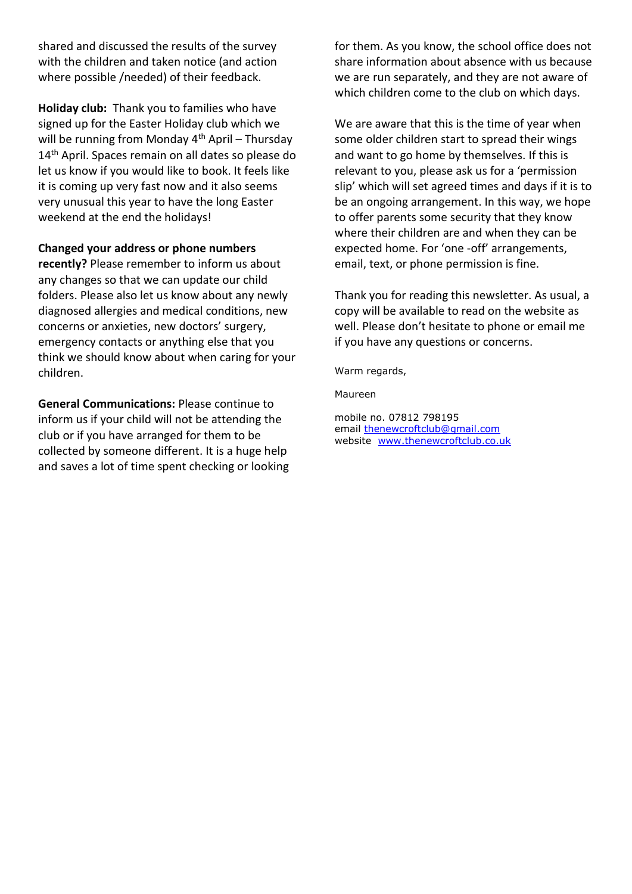shared and discussed the results of the survey with the children and taken notice (and action where possible /needed) of their feedback.

**Holiday club:** Thank you to families who have signed up for the Easter Holiday club which we will be running from Monday 4th April – Thursday 14th April. Spaces remain on all dates so please do let us know if you would like to book. It feels like it is coming up very fast now and it also seems very unusual this year to have the long Easter weekend at the end the holidays!

**Changed your address or phone numbers recently?** Please remember to inform us about any changes so that we can update our child folders. Please also let us know about any newly diagnosed allergies and medical conditions, new concerns or anxieties, new doctors' surgery, emergency contacts or anything else that you think we should know about when caring for your children.

**General Communications:** Please continue to inform us if your child will not be attending the club or if you have arranged for them to be collected by someone different. It is a huge help and saves a lot of time spent checking or looking for them. As you know, the school office does not share information about absence with us because we are run separately, and they are not aware of which children come to the club on which days.

We are aware that this is the time of year when some older children start to spread their wings and want to go home by themselves. If this is relevant to you, please ask us for a 'permission slip' which will set agreed times and days if it is to be an ongoing arrangement. In this way, we hope to offer parents some security that they know where their children are and when they can be expected home. For 'one -off' arrangements, email, text, or phone permission is fine.

Thank you for reading this newsletter. As usual, a copy will be available to read on the website as well. Please don't hesitate to phone or email me if you have any questions or concerns.

Warm regards,

Maureen

mobile no. 07812 798195
email thenewcroftclub@gmail.com
website www.thenewcroftclub.co.uk